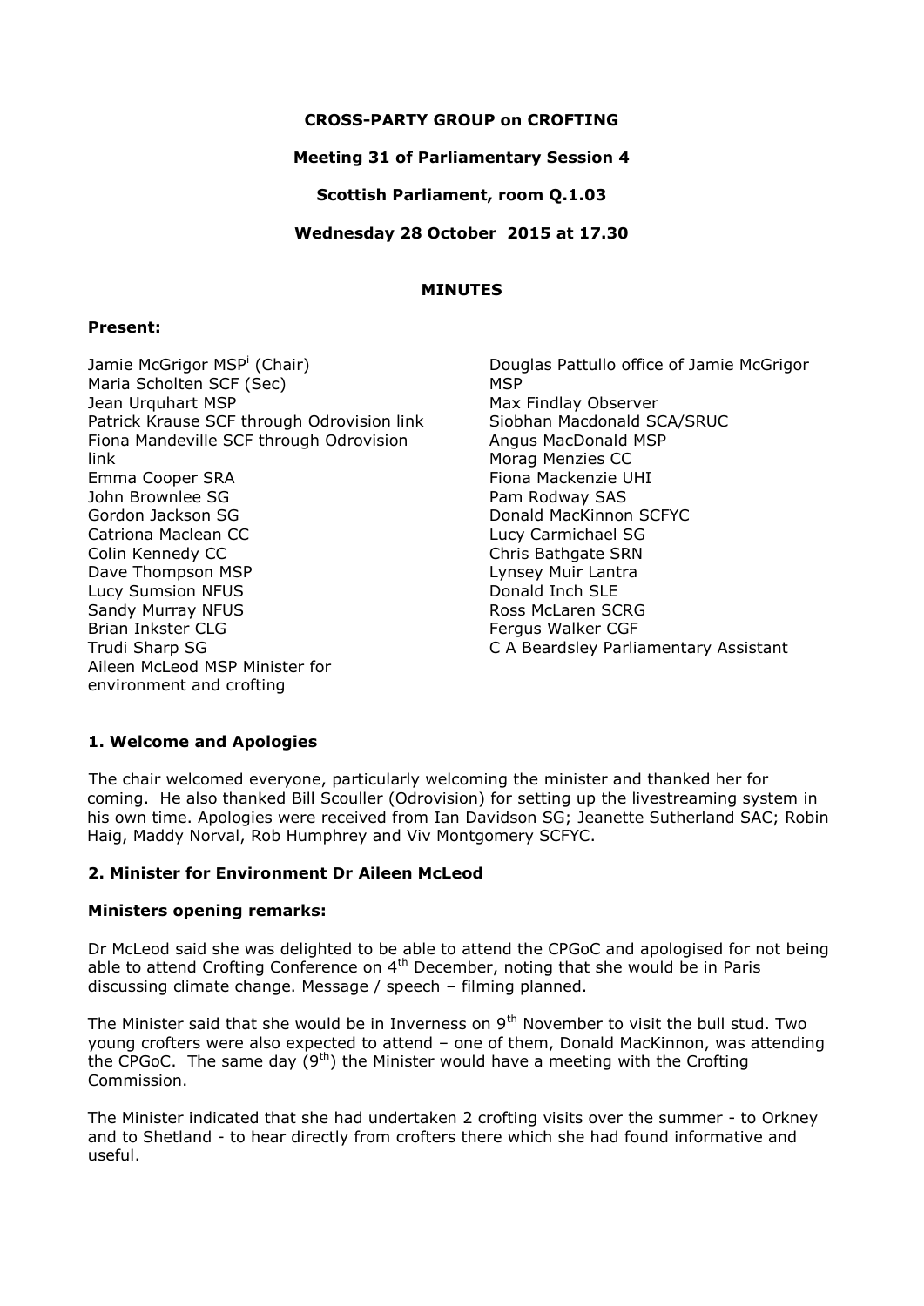**CROSS-PARTY GROUP on CROFTING**

**Meeting 31 of Parliamentary Session 4**

**Scottish Parliament, room Q.1.03**

**Wednesday 28 October 2015 at 17.30**

**MINUTES**

**Present:**

Jamie McGrigor MSP[i] (Chair)
Maria Scholten SCF (Sec)
Jean Urquhart MSP
Patrick Krause SCF through Odrovision link
Fiona Mandeville SCF through Odrovision link
Emma Cooper SRA
John Brownlee SG
Gordon Jackson SG
Catriona Maclean CC
Colin Kennedy CC
Dave Thompson MSP
Lucy Sumsion NFUS
Sandy Murray NFUS
Brian Inkster CLG
Trudi Sharp SG
Aileen McLeod MSP Minister for environment and crofting
Douglas Pattullo office of Jamie McGrigor MSP
Max Findlay Observer
Siobhan Macdonald SCA/SRUC
Angus MacDonald MSP
Morag Menzies CC
Fiona Mackenzie UHI
Pam Rodway SAS
Donald MacKinnon SCFYC
Lucy Carmichael SG
Chris Bathgate SRN
Lynsey Muir Lantra
Donald Inch SLE
Ross McLaren SCRG
Fergus Walker CGF
C A Beardsley Parliamentary Assistant

## 1. Welcome and Apologies

The chair welcomed everyone, particularly welcoming the minister and thanked her for coming. He also thanked Bill Scouller (Odrovision) for setting up the livestreaming system in his own time. Apologies were received from Ian Davidson SG; Jeanette Sutherland SAC; Robin Haig, Maddy Norval, Rob Humphrey and Viv Montgomery SCFYC.

## 2. Minister for Environment Dr Aileen McLeod

### Ministers opening remarks:

Dr McLeod said she was delighted to be able to attend the CPGoC and apologised for not being able to attend Crofting Conference on 4th December, noting that she would be in Paris discussing climate change. Message / speech – filming planned.

The Minister said that she would be in Inverness on 9th November to visit the bull stud. Two young crofters were also expected to attend – one of them, Donald MacKinnon, was attending the CPGoC. The same day (9th) the Minister would have a meeting with the Crofting Commission.

The Minister indicated that she had undertaken 2 crofting visits over the summer - to Orkney and to Shetland - to hear directly from crofters there which she had found informative and useful.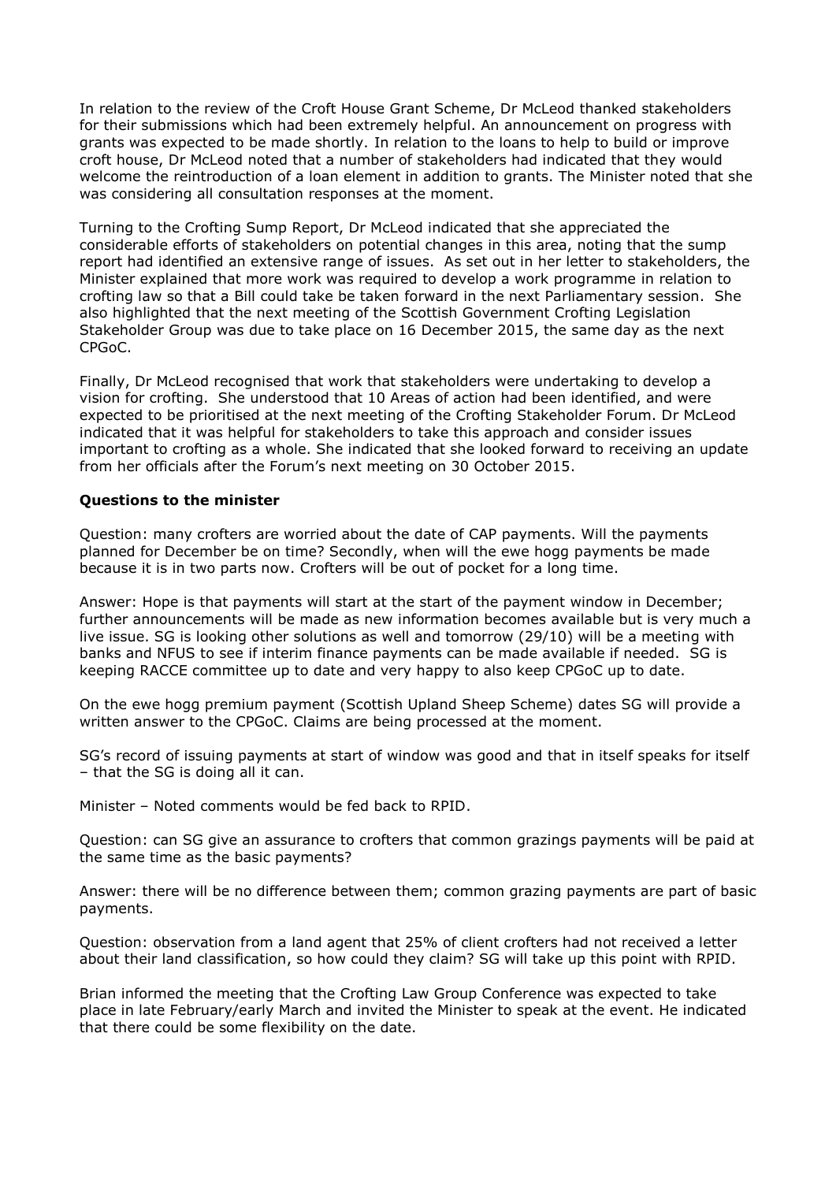In relation to the review of the Croft House Grant Scheme, Dr McLeod thanked stakeholders for their submissions which had been extremely helpful. An announcement on progress with grants was expected to be made shortly. In relation to the loans to help to build or improve croft house, Dr McLeod noted that a number of stakeholders had indicated that they would welcome the reintroduction of a loan element in addition to grants. The Minister noted that she was considering all consultation responses at the moment.

Turning to the Crofting Sump Report, Dr McLeod indicated that she appreciated the considerable efforts of stakeholders on potential changes in this area, noting that the sump report had identified an extensive range of issues. As set out in her letter to stakeholders, the Minister explained that more work was required to develop a work programme in relation to crofting law so that a Bill could take be taken forward in the next Parliamentary session. She also highlighted that the next meeting of the Scottish Government Crofting Legislation Stakeholder Group was due to take place on 16 December 2015, the same day as the next CPGoC.

Finally, Dr McLeod recognised that work that stakeholders were undertaking to develop a vision for crofting. She understood that 10 Areas of action had been identified, and were expected to be prioritised at the next meeting of the Crofting Stakeholder Forum. Dr McLeod indicated that it was helpful for stakeholders to take this approach and consider issues important to crofting as a whole. She indicated that she looked forward to receiving an update from her officials after the Forum's next meeting on 30 October 2015.

**Questions to the minister**

Question: many crofters are worried about the date of CAP payments. Will the payments planned for December be on time? Secondly, when will the ewe hogg payments be made because it is in two parts now. Crofters will be out of pocket for a long time.

Answer: Hope is that payments will start at the start of the payment window in December; further announcements will be made as new information becomes available but is very much a live issue. SG is looking other solutions as well and tomorrow (29/10) will be a meeting with banks and NFUS to see if interim finance payments can be made available if needed. SG is keeping RACCE committee up to date and very happy to also keep CPGoC up to date.

On the ewe hogg premium payment (Scottish Upland Sheep Scheme) dates SG will provide a written answer to the CPGoC. Claims are being processed at the moment.

SG's record of issuing payments at start of window was good and that in itself speaks for itself – that the SG is doing all it can.

Minister – Noted comments would be fed back to RPID.

Question: can SG give an assurance to crofters that common grazings payments will be paid at the same time as the basic payments?

Answer: there will be no difference between them; common grazing payments are part of basic payments.

Question: observation from a land agent that 25% of client crofters had not received a letter about their land classification, so how could they claim? SG will take up this point with RPID.

Brian informed the meeting that the Crofting Law Group Conference was expected to take place in late February/early March and invited the Minister to speak at the event. He indicated that there could be some flexibility on the date.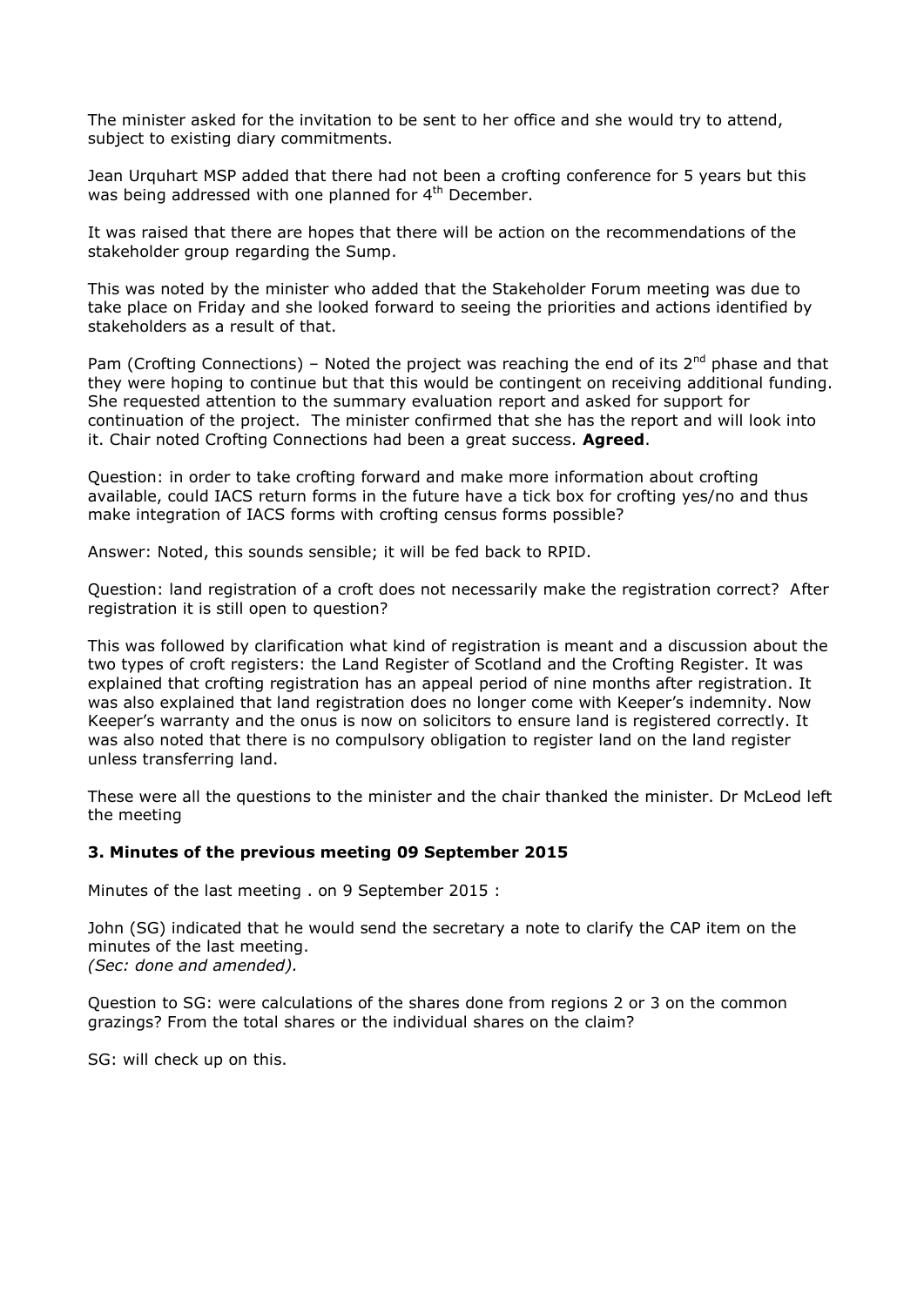The minister asked for the invitation to be sent to her office and she would try to attend, subject to existing diary commitments.

Jean Urquhart MSP added that there had not been a crofting conference for 5 years but this was being addressed with one planned for 4th December.

It was raised that there are hopes that there will be action on the recommendations of the stakeholder group regarding the Sump.

This was noted by the minister who added that the Stakeholder Forum meeting was due to take place on Friday and she looked forward to seeing the priorities and actions identified by stakeholders as a result of that.

Pam (Crofting Connections) – Noted the project was reaching the end of its 2nd phase and that they were hoping to continue but that this would be contingent on receiving additional funding. She requested attention to the summary evaluation report and asked for support for continuation of the project. The minister confirmed that she has the report and will look into it. Chair noted Crofting Connections had been a great success. **Agreed**.

Question: in order to take crofting forward and make more information about crofting available, could IACS return forms in the future have a tick box for crofting yes/no and thus make integration of IACS forms with crofting census forms possible?

Answer: Noted, this sounds sensible; it will be fed back to RPID.

Question: land registration of a croft does not necessarily make the registration correct? After registration it is still open to question?

This was followed by clarification what kind of registration is meant and a discussion about the two types of croft registers: the Land Register of Scotland and the Crofting Register. It was explained that crofting registration has an appeal period of nine months after registration. It was also explained that land registration does no longer come with Keeper's indemnity. Now Keeper's warranty and the onus is now on solicitors to ensure land is registered correctly. It was also noted that there is no compulsory obligation to register land on the land register unless transferring land.

These were all the questions to the minister and the chair thanked the minister. Dr McLeod left the meeting

### 3. Minutes of the previous meeting 09 September 2015

Minutes of the last meeting . on 9 September 2015 :

John (SG) indicated that he would send the secretary a note to clarify the CAP item on the minutes of the last meeting.
*(Sec: done and amended).*

Question to SG: were calculations of the shares done from regions 2 or 3 on the common grazings? From the total shares or the individual shares on the claim?

SG: will check up on this.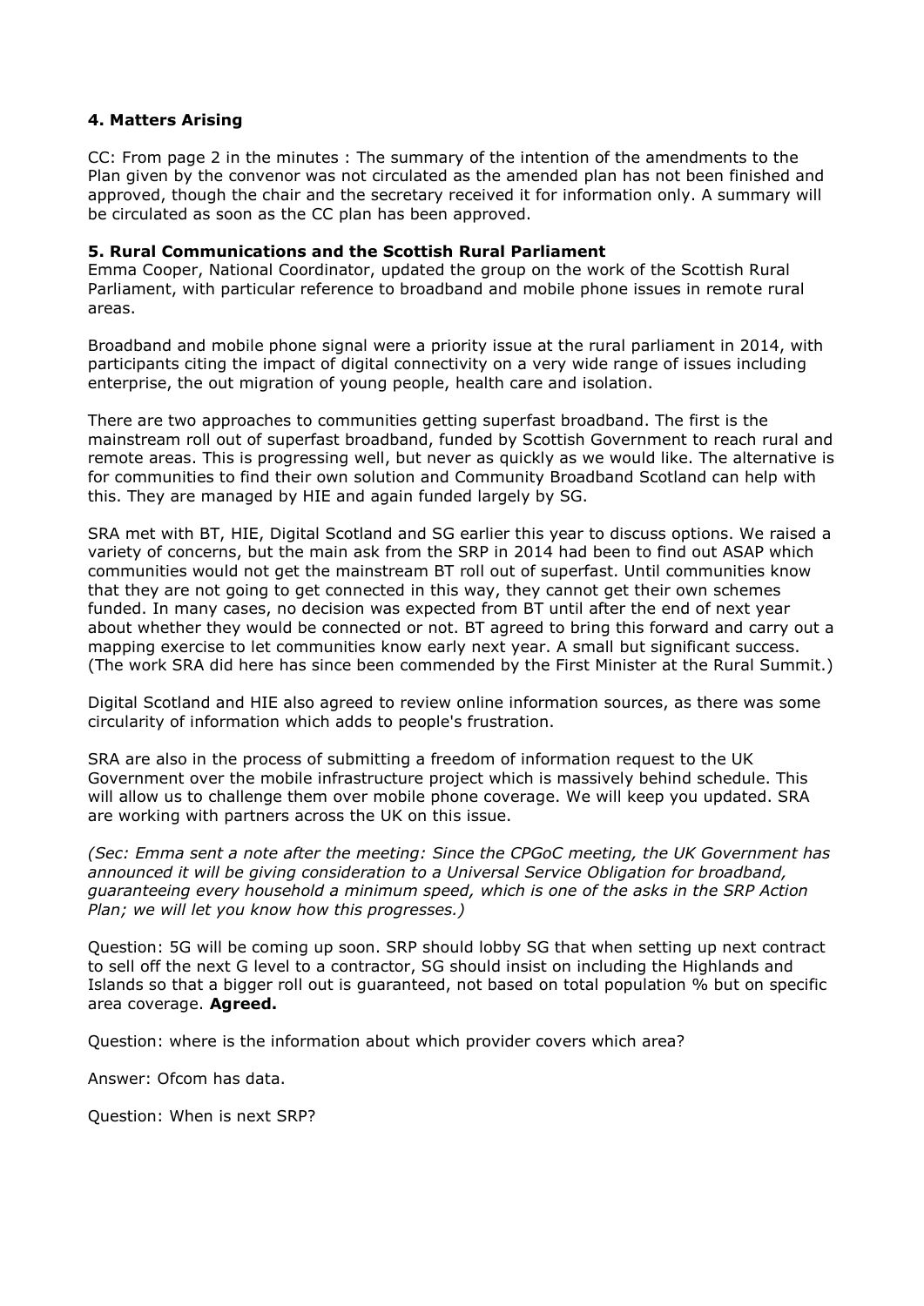### 4. Matters Arising

CC: From page 2 in the minutes : The summary of the intention of the amendments to the Plan given by the convenor was not circulated as the amended plan has not been finished and approved, though the chair and the secretary received it for information only. A summary will be circulated as soon as the CC plan has been approved.

### 5. Rural Communications and the Scottish Rural Parliament

Emma Cooper, National Coordinator, updated the group on the work of the Scottish Rural Parliament, with particular reference to broadband and mobile phone issues in remote rural areas.

Broadband and mobile phone signal were a priority issue at the rural parliament in 2014, with participants citing the impact of digital connectivity on a very wide range of issues including enterprise, the out migration of young people, health care and isolation.

There are two approaches to communities getting superfast broadband. The first is the mainstream roll out of superfast broadband, funded by Scottish Government to reach rural and remote areas. This is progressing well, but never as quickly as we would like. The alternative is for communities to find their own solution and Community Broadband Scotland can help with this. They are managed by HIE and again funded largely by SG.

SRA met with BT, HIE, Digital Scotland and SG earlier this year to discuss options. We raised a variety of concerns, but the main ask from the SRP in 2014 had been to find out ASAP which communities would not get the mainstream BT roll out of superfast. Until communities know that they are not going to get connected in this way, they cannot get their own schemes funded. In many cases, no decision was expected from BT until after the end of next year about whether they would be connected or not. BT agreed to bring this forward and carry out a mapping exercise to let communities know early next year. A small but significant success. (The work SRA did here has since been commended by the First Minister at the Rural Summit.)

Digital Scotland and HIE also agreed to review online information sources, as there was some circularity of information which adds to people's frustration.

SRA are also in the process of submitting a freedom of information request to the UK Government over the mobile infrastructure project which is massively behind schedule. This will allow us to challenge them over mobile phone coverage. We will keep you updated. SRA are working with partners across the UK on this issue.

*(Sec: Emma sent a note after the meeting: Since the CPGoC meeting, the UK Government has announced it will be giving consideration to a Universal Service Obligation for broadband, guaranteeing every household a minimum speed, which is one of the asks in the SRP Action Plan; we will let you know how this progresses.)*

Question: 5G will be coming up soon. SRP should lobby SG that when setting up next contract to sell off the next G level to a contractor, SG should insist on including the Highlands and Islands so that a bigger roll out is guaranteed, not based on total population % but on specific area coverage. **Agreed.**

Question: where is the information about which provider covers which area?

Answer: Ofcom has data.

Question: When is next SRP?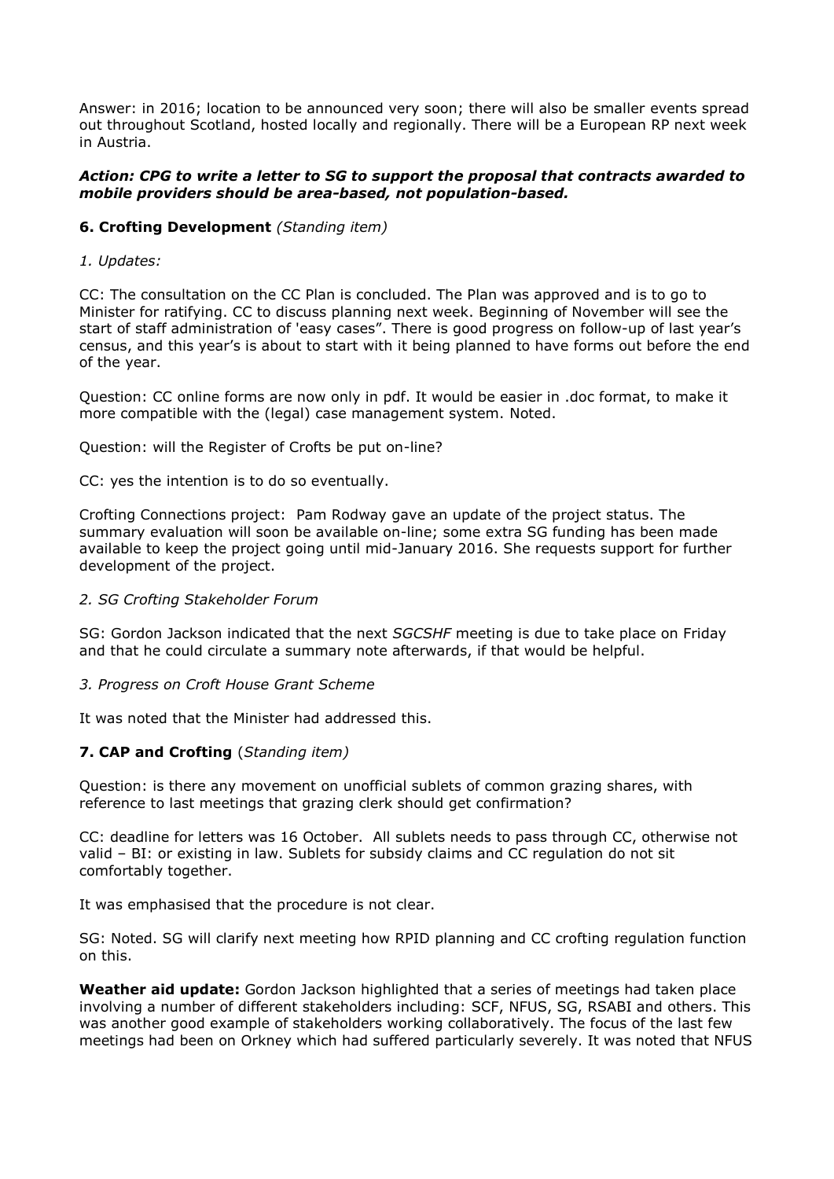Answer: in 2016; location to be announced very soon; there will also be smaller events spread out throughout Scotland, hosted locally and regionally. There will be a European RP next week in Austria.

***Action: CPG to write a letter to SG to support the proposal that contracts awarded to mobile providers should be area-based, not population-based.***

**6. Crofting Development** *(Standing item)*

*1. Updates:*

CC: The consultation on the CC Plan is concluded. The Plan was approved and is to go to Minister for ratifying. CC to discuss planning next week. Beginning of November will see the start of staff administration of 'easy cases". There is good progress on follow-up of last year's census, and this year's is about to start with it being planned to have forms out before the end of the year.

Question: CC online forms are now only in pdf. It would be easier in .doc format, to make it more compatible with the (legal) case management system. Noted.

Question: will the Register of Crofts be put on-line?

CC: yes the intention is to do so eventually.

Crofting Connections project: Pam Rodway gave an update of the project status. The summary evaluation will soon be available on-line; some extra SG funding has been made available to keep the project going until mid-January 2016. She requests support for further development of the project.

*2. SG Crofting Stakeholder Forum*

SG: Gordon Jackson indicated that the next *SGCSHF* meeting is due to take place on Friday and that he could circulate a summary note afterwards, if that would be helpful.

*3. Progress on Croft House Grant Scheme*

It was noted that the Minister had addressed this.

**7. CAP and Crofting** (*Standing item)*

Question: is there any movement on unofficial sublets of common grazing shares, with reference to last meetings that grazing clerk should get confirmation?

CC: deadline for letters was 16 October. All sublets needs to pass through CC, otherwise not valid – BI: or existing in law. Sublets for subsidy claims and CC regulation do not sit comfortably together.

It was emphasised that the procedure is not clear.

SG: Noted. SG will clarify next meeting how RPID planning and CC crofting regulation function on this.

**Weather aid update:** Gordon Jackson highlighted that a series of meetings had taken place involving a number of different stakeholders including: SCF, NFUS, SG, RSABI and others. This was another good example of stakeholders working collaboratively. The focus of the last few meetings had been on Orkney which had suffered particularly severely. It was noted that NFUS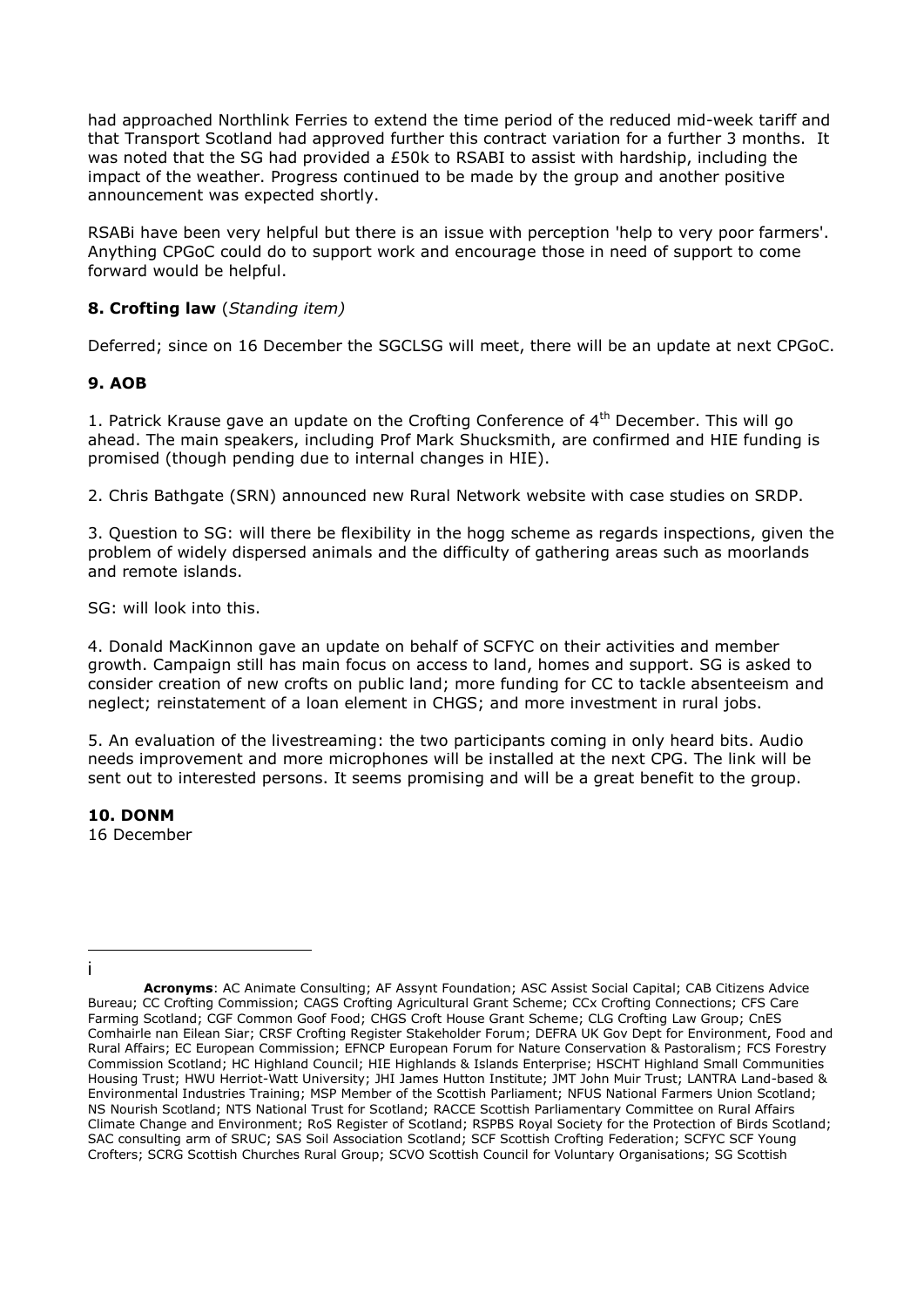had approached Northlink Ferries to extend the time period of the reduced mid-week tariff and that Transport Scotland had approved further this contract variation for a further 3 months. It was noted that the SG had provided a £50k to RSABI to assist with hardship, including the impact of the weather. Progress continued to be made by the group and another positive announcement was expected shortly.

RSABi have been very helpful but there is an issue with perception 'help to very poor farmers'. Anything CPGoC could do to support work and encourage those in need of support to come forward would be helpful.

**8. Crofting law** (*Standing item)*

Deferred; since on 16 December the SGCLSG will meet, there will be an update at next CPGoC.

**9. AOB**

1. Patrick Krause gave an update on the Crofting Conference of 4th December. This will go ahead. The main speakers, including Prof Mark Shucksmith, are confirmed and HIE funding is promised (though pending due to internal changes in HIE).

2. Chris Bathgate (SRN) announced new Rural Network website with case studies on SRDP.

3. Question to SG: will there be flexibility in the hogg scheme as regards inspections, given the problem of widely dispersed animals and the difficulty of gathering areas such as moorlands and remote islands.

SG: will look into this.

4. Donald MacKinnon gave an update on behalf of SCFYC on their activities and member growth. Campaign still has main focus on access to land, homes and support. SG is asked to consider creation of new crofts on public land; more funding for CC to tackle absenteeism and neglect; reinstatement of a loan element in CHGS; and more investment in rural jobs.

5. An evaluation of the livestreaming: the two participants coming in only heard bits. Audio needs improvement and more microphones will be installed at the next CPG. The link will be sent out to interested persons. It seems promising and will be a great benefit to the group.

**10. DONM**

16 December

---

i **Acronyms**: AC Animate Consulting; AF Assynt Foundation; ASC Assist Social Capital; CAB Citizens Advice Bureau; CC Crofting Commission; CAGS Crofting Agricultural Grant Scheme; CCx Crofting Connections; CFS Care Farming Scotland; CGF Common Goof Food; CHGS Croft House Grant Scheme; CLG Crofting Law Group; CnES Comhairle nan Eilean Siar; CRSF Crofting Register Stakeholder Forum; DEFRA UK Gov Dept for Environment, Food and Rural Affairs; EC European Commission; EFNCP European Forum for Nature Conservation & Pastoralism; FCS Forestry Commission Scotland; HC Highland Council; HIE Highlands & Islands Enterprise; HSCHT Highland Small Communities Housing Trust; HWU Herriot-Watt University; JHI James Hutton Institute; JMT John Muir Trust; LANTRA Land-based & Environmental Industries Training; MSP Member of the Scottish Parliament; NFUS National Farmers Union Scotland; NS Nourish Scotland; NTS National Trust for Scotland; RACCE Scottish Parliamentary Committee on Rural Affairs Climate Change and Environment; RoS Register of Scotland; RSPBS Royal Society for the Protection of Birds Scotland; SAC consulting arm of SRUC; SAS Soil Association Scotland; SCF Scottish Crofting Federation; SCFYC SCF Young Crofters; SCRG Scottish Churches Rural Group; SCVO Scottish Council for Voluntary Organisations; SG Scottish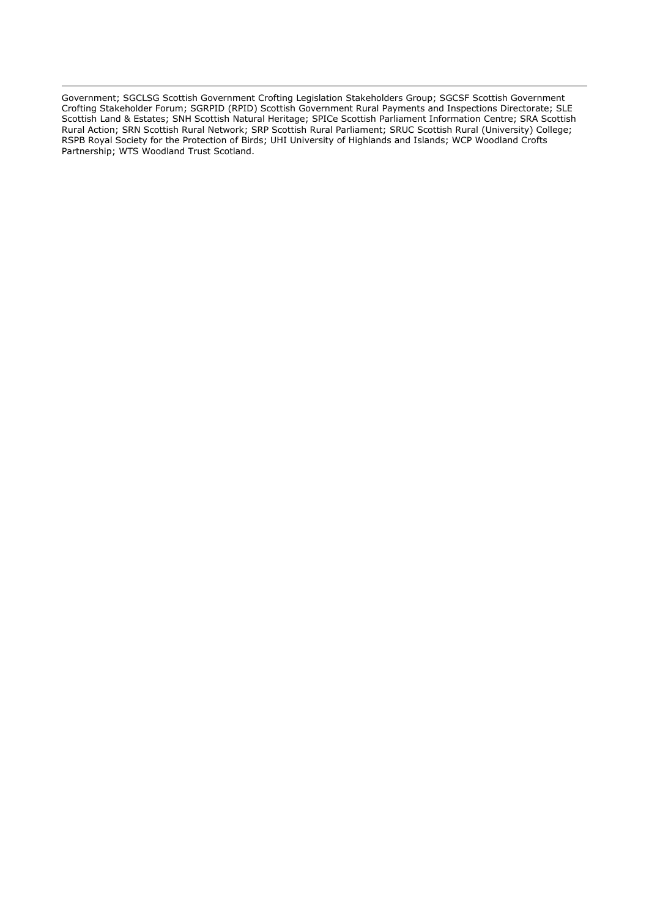Government; SGCLSG Scottish Government Crofting Legislation Stakeholders Group; SGCSF Scottish Government Crofting Stakeholder Forum; SGRPID (RPID) Scottish Government Rural Payments and Inspections Directorate; SLE Scottish Land & Estates; SNH Scottish Natural Heritage; SPICe Scottish Parliament Information Centre; SRA Scottish Rural Action; SRN Scottish Rural Network; SRP Scottish Rural Parliament; SRUC Scottish Rural (University) College; RSPB Royal Society for the Protection of Birds; UHI University of Highlands and Islands; WCP Woodland Crofts Partnership; WTS Woodland Trust Scotland.